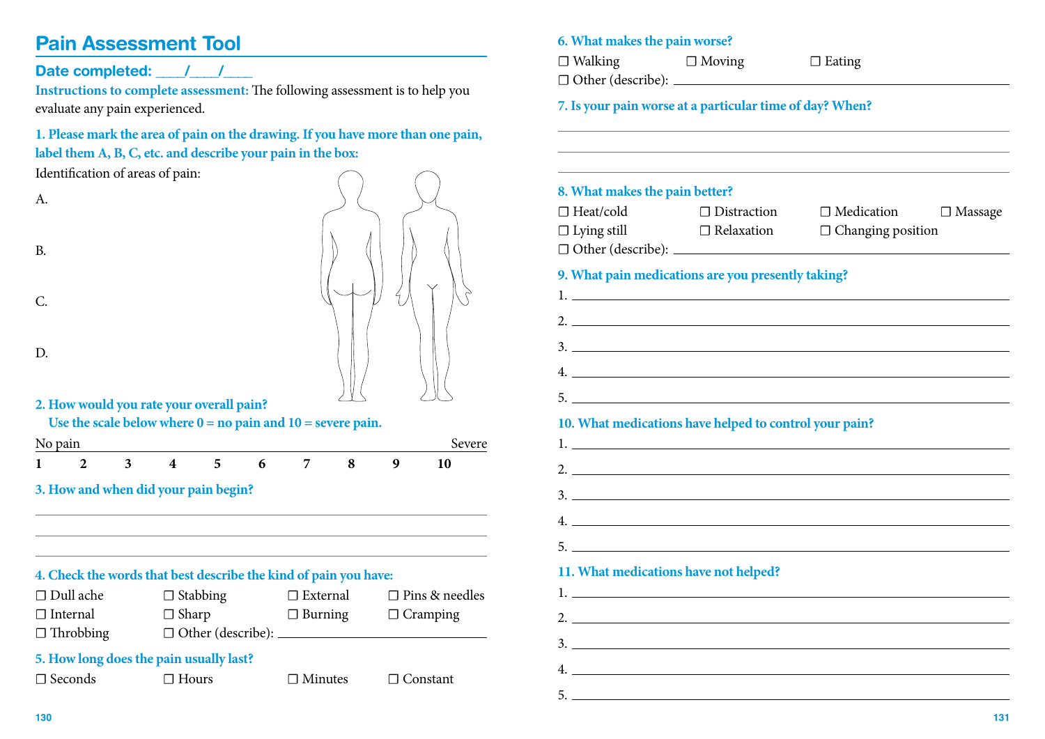# Pain Assessment Tool

**Date completed: \_\_\_\_/\_\_\_\_/\_\_\_\_**

**Instructions to complete assessment:** The following assessment is to help you evaluate any pain experienced.

**1. Please mark the area of pain on the drawing. If you have more than one pain, label them A, B, C, etc. and describe your pain in the box:**

Identification of areas of pain:

A.

B.

C.

D.

**2. How would you rate your overall pain?**
**Use the scale below where 0 = no pain and 10 = severe pain.**

| No pain | | | | | | | | | Severe |
|---|---|---|---|---|---|---|---|---|---|
| **1** | **2** | **3** | **4** | **5** | **6** | **7** | **8** | **9** | **10** |

**3. How and when did your pain begin?**

\_\_\_\_\_\_\_\_\_\_\_\_\_\_\_\_\_\_\_\_\_\_\_\_\_\_\_\_\_\_\_\_\_\_\_\_\_\_\_\_

\_\_\_\_\_\_\_\_\_\_\_\_\_\_\_\_\_\_\_\_\_\_\_\_\_\_\_\_\_\_\_\_\_\_\_\_\_\_\_\_

\_\_\_\_\_\_\_\_\_\_\_\_\_\_\_\_\_\_\_\_\_\_\_\_\_\_\_\_\_\_\_\_\_\_\_\_\_\_\_\_

**4. Check the words that best describe the kind of pain you have:**

- ☐ Dull ache
- ☐ Stabbing
- ☐ External
- ☐ Pins & needles
- ☐ Internal
- ☐ Sharp
- ☐ Burning
- ☐ Cramping
- ☐ Throbbing
- ☐ Other (describe): \_\_\_\_\_\_\_\_\_\_\_\_\_\_\_\_\_\_\_\_

**5. How long does the pain usually last?**

- ☐ Seconds
- ☐ Hours
- ☐ Minutes
- ☐ Constant

**6. What makes the pain worse?**

- ☐ Walking
- ☐ Moving
- ☐ Eating
- ☐ Other (describe): \_\_\_\_\_\_\_\_\_\_\_\_\_\_\_\_\_\_\_\_

**7. Is your pain worse at a particular time of day? When?**

\_\_\_\_\_\_\_\_\_\_\_\_\_\_\_\_\_\_\_\_\_\_\_\_\_\_\_\_\_\_\_\_\_\_\_\_\_\_\_\_

\_\_\_\_\_\_\_\_\_\_\_\_\_\_\_\_\_\_\_\_\_\_\_\_\_\_\_\_\_\_\_\_\_\_\_\_\_\_\_\_

\_\_\_\_\_\_\_\_\_\_\_\_\_\_\_\_\_\_\_\_\_\_\_\_\_\_\_\_\_\_\_\_\_\_\_\_\_\_\_\_

**8. What makes the pain better?**

- ☐ Heat/cold
- ☐ Distraction
- ☐ Medication
- ☐ Massage
- ☐ Lying still
- ☐ Relaxation
- ☐ Changing position
- ☐ Other (describe): \_\_\_\_\_\_\_\_\_\_\_\_\_\_\_\_\_\_\_\_

**9. What pain medications are you presently taking?**

1. \_\_\_\_\_\_\_\_\_\_\_\_\_\_\_\_\_\_\_\_\_\_\_\_\_\_\_\_\_\_\_\_\_\_\_\_
2. \_\_\_\_\_\_\_\_\_\_\_\_\_\_\_\_\_\_\_\_\_\_\_\_\_\_\_\_\_\_\_\_\_\_\_\_
3. \_\_\_\_\_\_\_\_\_\_\_\_\_\_\_\_\_\_\_\_\_\_\_\_\_\_\_\_\_\_\_\_\_\_\_\_
4. \_\_\_\_\_\_\_\_\_\_\_\_\_\_\_\_\_\_\_\_\_\_\_\_\_\_\_\_\_\_\_\_\_\_\_\_
5. \_\_\_\_\_\_\_\_\_\_\_\_\_\_\_\_\_\_\_\_\_\_\_\_\_\_\_\_\_\_\_\_\_\_\_\_

**10. What medications have helped to control your pain?**

1. \_\_\_\_\_\_\_\_\_\_\_\_\_\_\_\_\_\_\_\_\_\_\_\_\_\_\_\_\_\_\_\_\_\_\_\_
2. \_\_\_\_\_\_\_\_\_\_\_\_\_\_\_\_\_\_\_\_\_\_\_\_\_\_\_\_\_\_\_\_\_\_\_\_
3. \_\_\_\_\_\_\_\_\_\_\_\_\_\_\_\_\_\_\_\_\_\_\_\_\_\_\_\_\_\_\_\_\_\_\_\_
4. \_\_\_\_\_\_\_\_\_\_\_\_\_\_\_\_\_\_\_\_\_\_\_\_\_\_\_\_\_\_\_\_\_\_\_\_
5. \_\_\_\_\_\_\_\_\_\_\_\_\_\_\_\_\_\_\_\_\_\_\_\_\_\_\_\_\_\_\_\_\_\_\_\_

**11. What medications have not helped?**

1. \_\_\_\_\_\_\_\_\_\_\_\_\_\_\_\_\_\_\_\_\_\_\_\_\_\_\_\_\_\_\_\_\_\_\_\_
2. \_\_\_\_\_\_\_\_\_\_\_\_\_\_\_\_\_\_\_\_\_\_\_\_\_\_\_\_\_\_\_\_\_\_\_\_
3. \_\_\_\_\_\_\_\_\_\_\_\_\_\_\_\_\_\_\_\_\_\_\_\_\_\_\_\_\_\_\_\_\_\_\_\_
4. \_\_\_\_\_\_\_\_\_\_\_\_\_\_\_\_\_\_\_\_\_\_\_\_\_\_\_\_\_\_\_\_\_\_\_\_
5. \_\_\_\_\_\_\_\_\_\_\_\_\_\_\_\_\_\_\_\_\_\_\_\_\_\_\_\_\_\_\_\_\_\_\_\_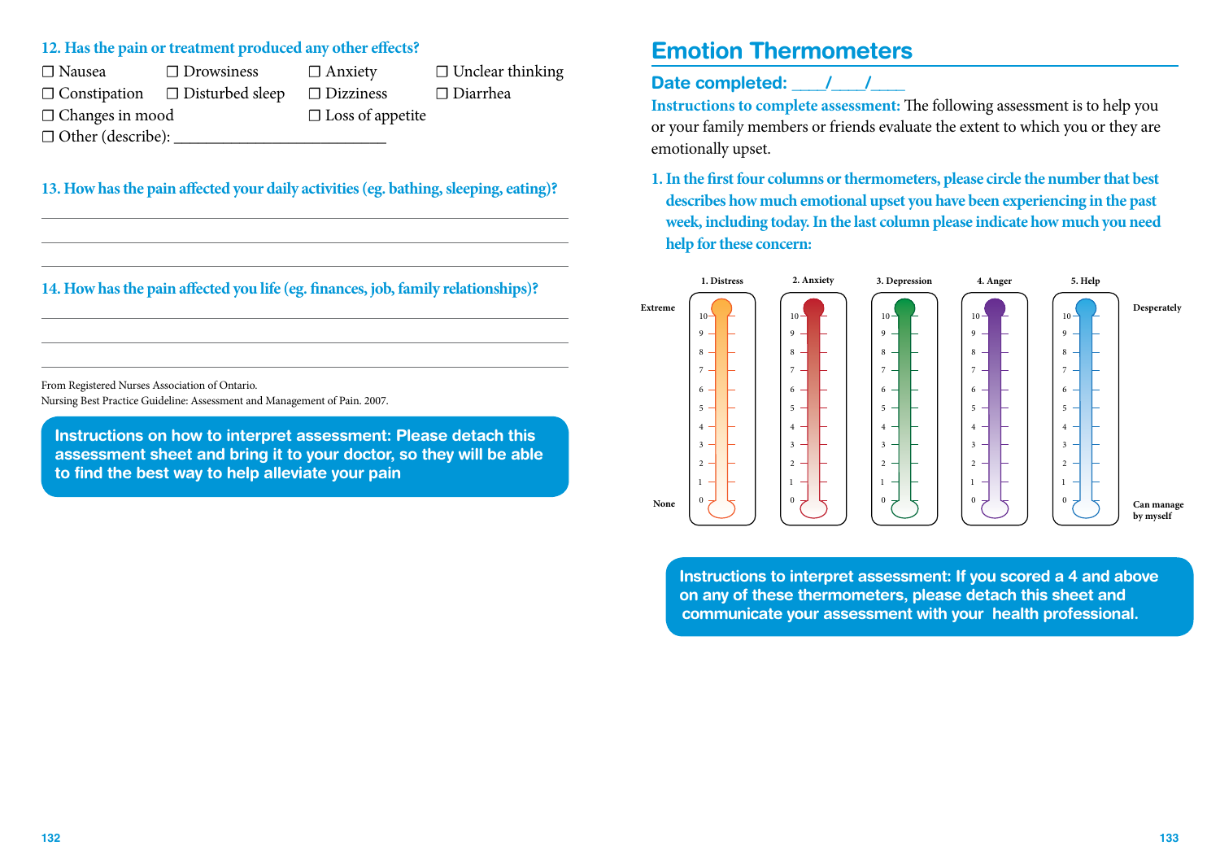**12. Has the pain or treatment produced any other effects?**

☐ Nausea ☐ Drowsiness ☐ Anxiety ☐ Unclear thinking
☐ Constipation ☐ Disturbed sleep ☐ Dizziness ☐ Diarrhea
☐ Changes in mood ☐ Loss of appetite
☐ Other (describe): ___________________________

**13. How has the pain affected your daily activities (eg. bathing, sleeping, eating)?**

______________________________________________

______________________________________________

______________________________________________

**14. How has the pain affected you life (eg. finances, job, family relationships)?**

______________________________________________

______________________________________________

______________________________________________

From Registered Nurses Association of Ontario.
Nursing Best Practice Guideline: Assessment and Management of Pain. 2007.

**Instructions on how to interpret assessment: Please detach this assessment sheet and bring it to your doctor, so they will be able to find the best way to help alleviate your pain**

# Emotion Thermometers

## Date completed: ____/____/____

**Instructions to complete assessment:** The following assessment is to help you or your family members or friends evaluate the extent to which you or they are emotionally upset.

1. **In the first four columns or thermometers, please circle the number that best describes how much emotional upset you have been experiencing in the past week, including today. In the last column please indicate how much you need help for these concern:**

1. Distress
2. Anxiety
3. Depression
4. Anger
5. Help

Extreme

None

Desperately

Can manage by myself

10
9
8
7
6
5
4
3
2
1
0

**Instructions to interpret assessment: If you scored a 4 and above on any of these thermometers, please detach this sheet and communicate your assessment with your health professional.**